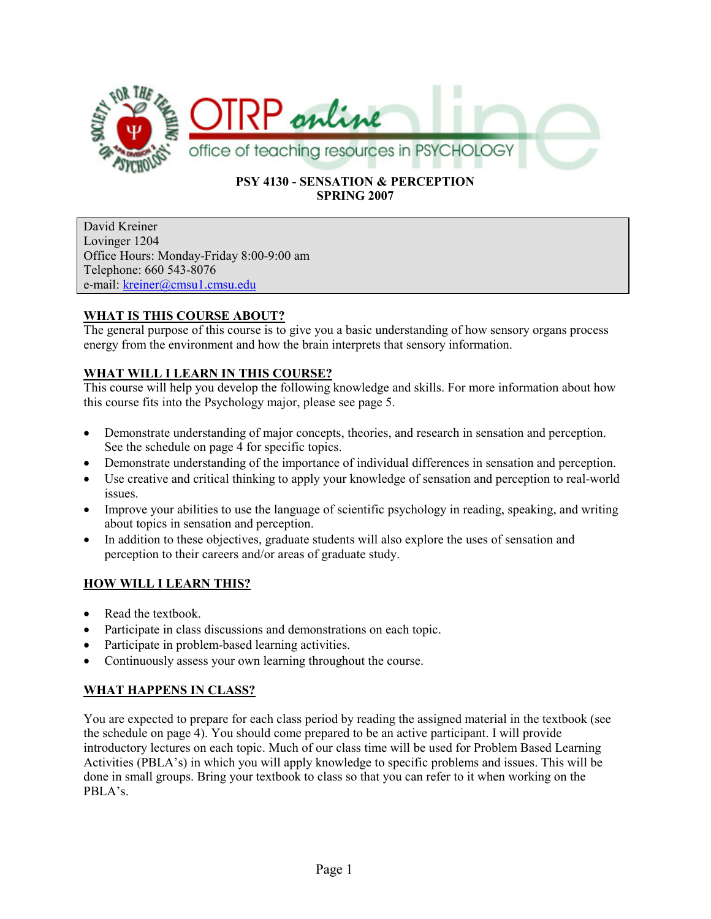**PSY 4130 - SENSATION & PERCEPTION**
**SPRING 2007**

David Kreiner
Lovinger 1204
Office Hours: Monday-Friday 8:00-9:00 am
Telephone: 660 543-8076
e-mail: kreiner@cmsu1.cmsu.edu

## WHAT IS THIS COURSE ABOUT?

The general purpose of this course is to give you a basic understanding of how sensory organs process energy from the environment and how the brain interprets that sensory information.

## WHAT WILL I LEARN IN THIS COURSE?

This course will help you develop the following knowledge and skills. For more information about how this course fits into the Psychology major, please see page 5.

- Demonstrate understanding of major concepts, theories, and research in sensation and perception. See the schedule on page 4 for specific topics.
- Demonstrate understanding of the importance of individual differences in sensation and perception.
- Use creative and critical thinking to apply your knowledge of sensation and perception to real-world issues.
- Improve your abilities to use the language of scientific psychology in reading, speaking, and writing about topics in sensation and perception.
- In addition to these objectives, graduate students will also explore the uses of sensation and perception to their careers and/or areas of graduate study.

## HOW WILL I LEARN THIS?

- Read the textbook.
- Participate in class discussions and demonstrations on each topic.
- Participate in problem-based learning activities.
- Continuously assess your own learning throughout the course.

## WHAT HAPPENS IN CLASS?

You are expected to prepare for each class period by reading the assigned material in the textbook (see the schedule on page 4). You should come prepared to be an active participant. I will provide introductory lectures on each topic. Much of our class time will be used for Problem Based Learning Activities (PBLA's) in which you will apply knowledge to specific problems and issues. This will be done in small groups. Bring your textbook to class so that you can refer to it when working on the PBLA's.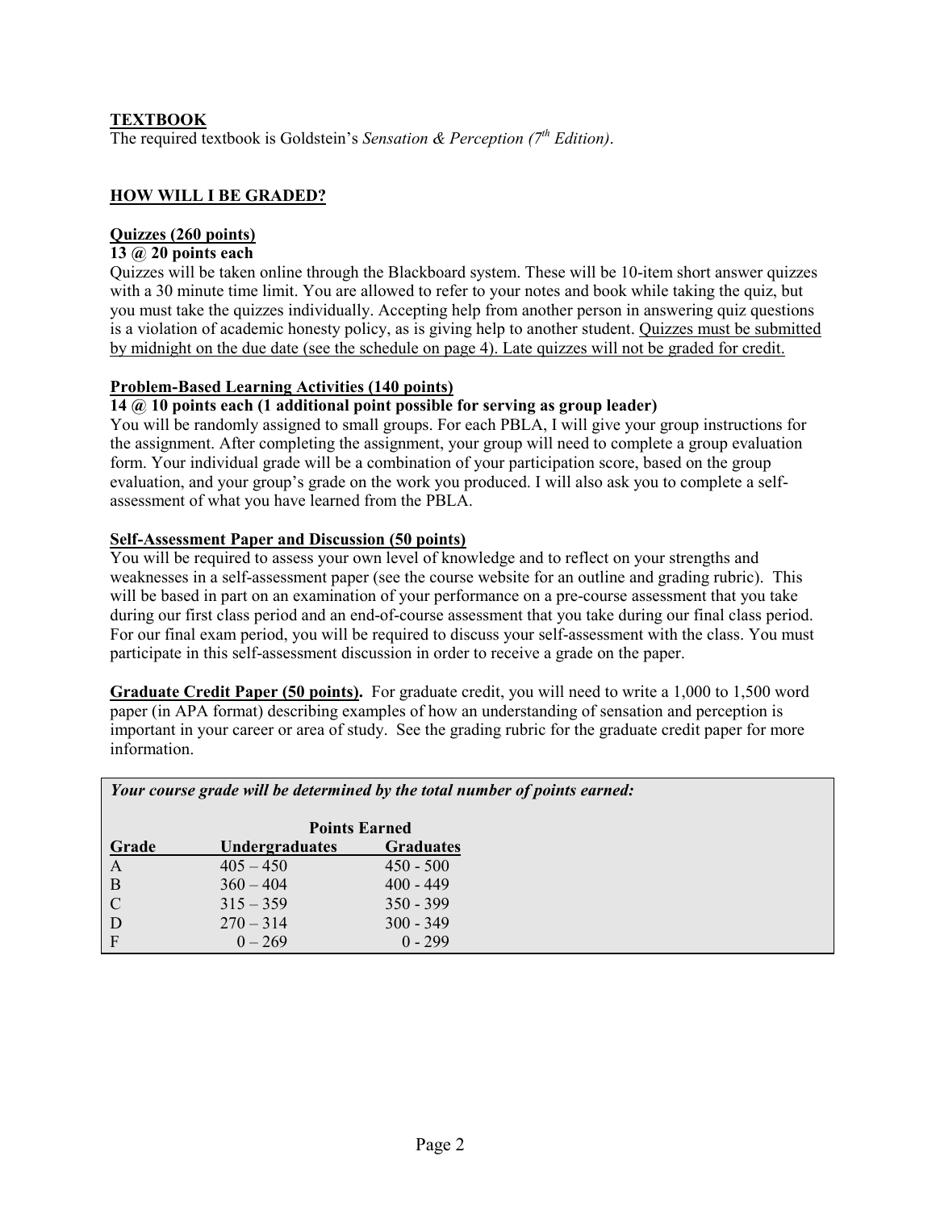## TEXTBOOK

The required textbook is Goldstein's *Sensation & Perception (7th Edition)*.

## HOW WILL I BE GRADED?

### Quizzes (260 points)

**13 @ 20 points each**

Quizzes will be taken online through the Blackboard system. These will be 10-item short answer quizzes with a 30 minute time limit. You are allowed to refer to your notes and book while taking the quiz, but you must take the quizzes individually. Accepting help from another person in answering quiz questions is a violation of academic honesty policy, as is giving help to another student. Quizzes must be submitted by midnight on the due date (see the schedule on page 4). Late quizzes will not be graded for credit.

### Problem-Based Learning Activities (140 points)

**14 @ 10 points each (1 additional point possible for serving as group leader)**

You will be randomly assigned to small groups. For each PBLA, I will give your group instructions for the assignment. After completing the assignment, your group will need to complete a group evaluation form. Your individual grade will be a combination of your participation score, based on the group evaluation, and your group's grade on the work you produced. I will also ask you to complete a self-assessment of what you have learned from the PBLA.

### Self-Assessment Paper and Discussion (50 points)

You will be required to assess your own level of knowledge and to reflect on your strengths and weaknesses in a self-assessment paper (see the course website for an outline and grading rubric). This will be based in part on an examination of your performance on a pre-course assessment that you take during our first class period and an end-of-course assessment that you take during our final class period. For our final exam period, you will be required to discuss your self-assessment with the class. You must participate in this self-assessment discussion in order to receive a grade on the paper.

**Graduate Credit Paper (50 points).** For graduate credit, you will need to write a 1,000 to 1,500 word paper (in APA format) describing examples of how an understanding of sensation and perception is important in your career or area of study. See the grading rubric for the graduate credit paper for more information.

***Your course grade will be determined by the total number of points earned:***

| | Points Earned | |
|---|---|---|
| **Grade** | **Undergraduates** | **Graduates** |
| A | 405 – 450 | 450 - 500 |
| B | 360 – 404 | 400 - 449 |
| C | 315 – 359 | 350 - 399 |
| D | 270 – 314 | 300 - 349 |
| F | 0 – 269 | 0 - 299 |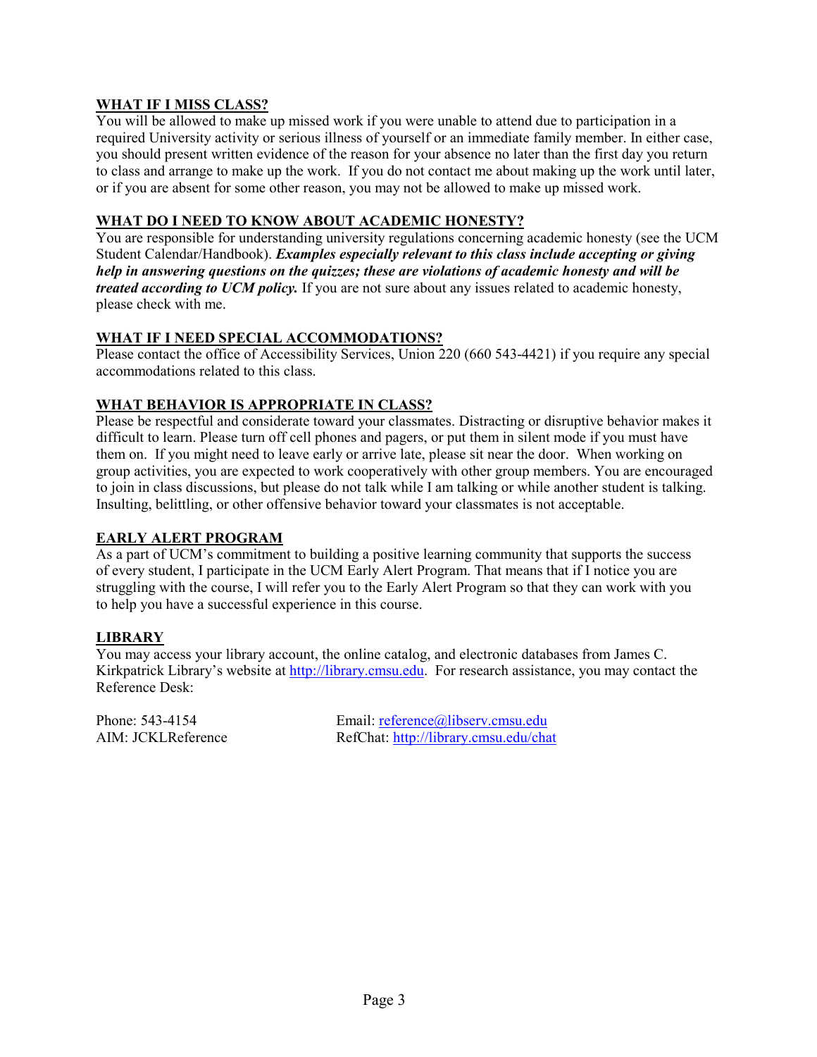## WHAT IF I MISS CLASS?

You will be allowed to make up missed work if you were unable to attend due to participation in a required University activity or serious illness of yourself or an immediate family member. In either case, you should present written evidence of the reason for your absence no later than the first day you return to class and arrange to make up the work. If you do not contact me about making up the work until later, or if you are absent for some other reason, you may not be allowed to make up missed work.

## WHAT DO I NEED TO KNOW ABOUT ACADEMIC HONESTY?

You are responsible for understanding university regulations concerning academic honesty (see the UCM Student Calendar/Handbook). ***Examples especially relevant to this class include accepting or giving help in answering questions on the quizzes; these are violations of academic honesty and will be treated according to UCM policy.*** If you are not sure about any issues related to academic honesty, please check with me.

## WHAT IF I NEED SPECIAL ACCOMMODATIONS?

Please contact the office of Accessibility Services, Union 220 (660 543-4421) if you require any special accommodations related to this class.

## WHAT BEHAVIOR IS APPROPRIATE IN CLASS?

Please be respectful and considerate toward your classmates. Distracting or disruptive behavior makes it difficult to learn. Please turn off cell phones and pagers, or put them in silent mode if you must have them on. If you might need to leave early or arrive late, please sit near the door. When working on group activities, you are expected to work cooperatively with other group members. You are encouraged to join in class discussions, but please do not talk while I am talking or while another student is talking. Insulting, belittling, or other offensive behavior toward your classmates is not acceptable.

## EARLY ALERT PROGRAM

As a part of UCM's commitment to building a positive learning community that supports the success of every student, I participate in the UCM Early Alert Program. That means that if I notice you are struggling with the course, I will refer you to the Early Alert Program so that they can work with you to help you have a successful experience in this course.

## LIBRARY

You may access your library account, the online catalog, and electronic databases from James C. Kirkpatrick Library's website at http://library.cmsu.edu. For research assistance, you may contact the Reference Desk:

Phone: 543-4154
Email: reference@libserv.cmsu.edu
AIM: JCKLReference
RefChat: http://library.cmsu.edu/chat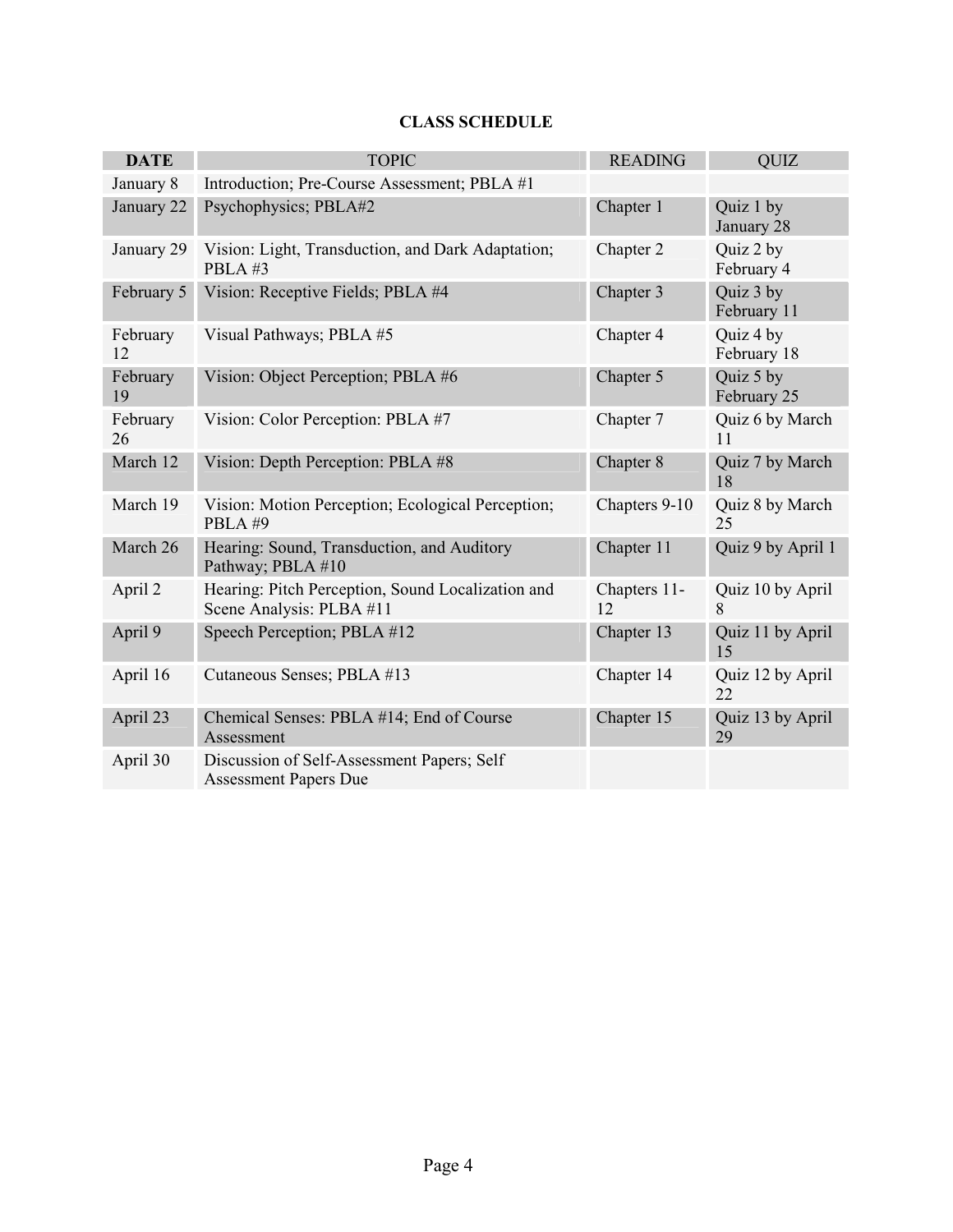**CLASS SCHEDULE**

| DATE | TOPIC | READING | QUIZ |
|---|---|---|---|
| January 8 | Introduction; Pre-Course Assessment; PBLA #1 | | |
| January 22 | Psychophysics; PBLA#2 | Chapter 1 | Quiz 1 by January 28 |
| January 29 | Vision: Light, Transduction, and Dark Adaptation; PBLA #3 | Chapter 2 | Quiz 2 by February 4 |
| February 5 | Vision: Receptive Fields; PBLA #4 | Chapter 3 | Quiz 3 by February 11 |
| February 12 | Visual Pathways; PBLA #5 | Chapter 4 | Quiz 4 by February 18 |
| February 19 | Vision: Object Perception; PBLA #6 | Chapter 5 | Quiz 5 by February 25 |
| February 26 | Vision: Color Perception: PBLA #7 | Chapter 7 | Quiz 6 by March 11 |
| March 12 | Vision: Depth Perception: PBLA #8 | Chapter 8 | Quiz 7 by March 18 |
| March 19 | Vision: Motion Perception; Ecological Perception; PBLA #9 | Chapters 9-10 | Quiz 8 by March 25 |
| March 26 | Hearing: Sound, Transduction, and Auditory Pathway; PBLA #10 | Chapter 11 | Quiz 9 by April 1 |
| April 2 | Hearing: Pitch Perception, Sound Localization and Scene Analysis: PLBA #11 | Chapters 11-12 | Quiz 10 by April 8 |
| April 9 | Speech Perception; PBLA #12 | Chapter 13 | Quiz 11 by April 15 |
| April 16 | Cutaneous Senses; PBLA #13 | Chapter 14 | Quiz 12 by April 22 |
| April 23 | Chemical Senses: PBLA #14; End of Course Assessment | Chapter 15 | Quiz 13 by April 29 |
| April 30 | Discussion of Self-Assessment Papers; Self Assessment Papers Due | | |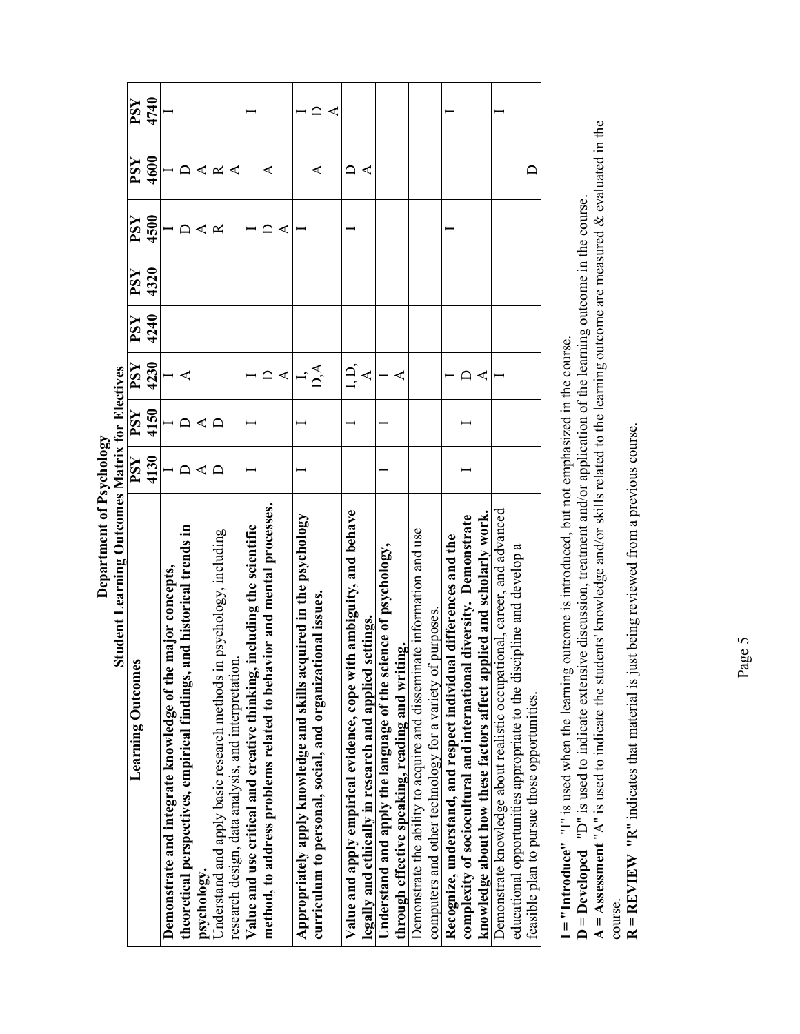# Department of Psychology

## Student Learning Outcomes Matrix for Electives

| Learning Outcomes | PSY 4130 | PSY 4150 | PSY 4230 | PSY 4240 | PSY 4320 | PSY 4500 | PSY 4600 | PSY 4740 |
|---|---|---|---|---|---|---|---|---|
| **Demonstrate and integrate knowledge of the major concepts, theoretical perspectives, empirical findings, and historical trends in psychology.** | I D A | I D A | I A | | | I D A | I D A | I |
| Understand and apply basic research methods in psychology, including research design, data analysis, and interpretation. | D | D | | | | R | R A | |
| **Value and use critical and creative thinking, including the scientific method, to address problems related to behavior and mental processes.** | I | I | I D A | | | I D A | A | I |
| **Appropriately apply knowledge and skills acquired in the psychology curriculum to personal, social, and organizational issues.** | I | I | I, D,A | | | I | A | I D A |
| **Value and apply empirical evidence, cope with ambiguity, and behave legally and ethically in research and applied settings.** | | I | I, D, A | | | I | D A | |
| **Understand and apply the language of the science of psychology, through effective speaking, reading and writing.** | I | I | I A | | | | | |
| Demonstrate the ability to acquire and disseminate information and use computers and other technology for a variety of purposes. | | | | | | | | |
| **Recognize, understand, and respect individual differences and the complexity of sociocultural and international diversity. Demonstrate knowledge about how these factors affect applied and scholarly work.** | I | I | I D A | | | I | | I |
| Demonstrate knowledge about realistic occupational, career, and advanced educational opportunities appropriate to the discipline and develop a feasible plan to pursue those opportunities. | | | I | | | | D | I |

**I = "Introduce"** "I" is used when the learning outcome is introduced, but not emphasized in the course.
**D = Developed** "D" is used to indicate extensive discussion, treatment and/or application of the learning outcome in the course.
**A = Assessment** "A" is used to indicate the students' knowledge and/or skills related to the learning outcome are measured & evaluated in the course.
**R = REVIEW** "R" indicates that material is just being reviewed from a previous course.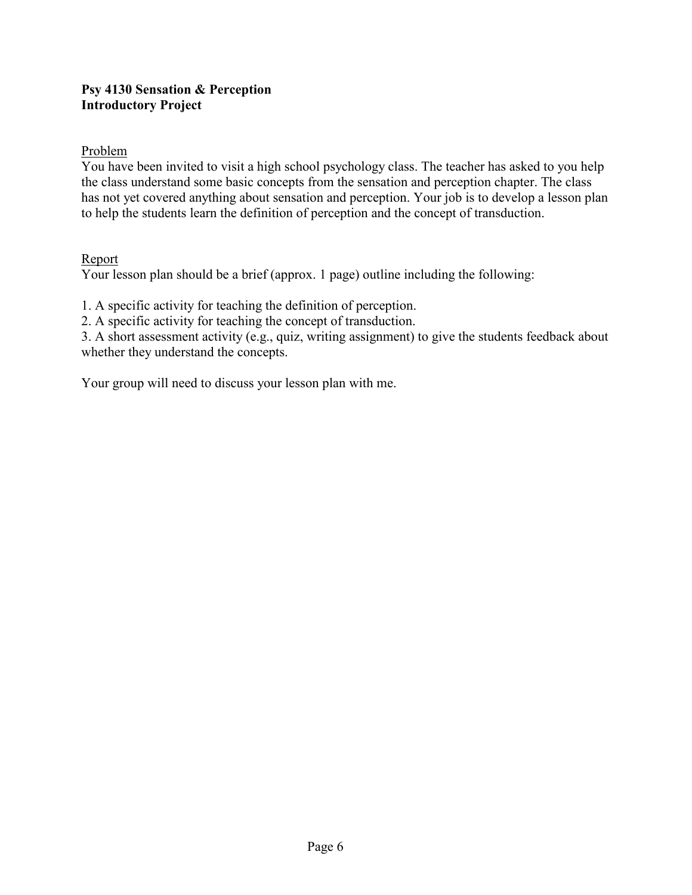**Psy 4130 Sensation & Perception**
**Introductory Project**

<u>Problem</u>

You have been invited to visit a high school psychology class. The teacher has asked to you help the class understand some basic concepts from the sensation and perception chapter. The class has not yet covered anything about sensation and perception. Your job is to develop a lesson plan to help the students learn the definition of perception and the concept of transduction.

<u>Report</u>

Your lesson plan should be a brief (approx. 1 page) outline including the following:

1. A specific activity for teaching the definition of perception.
2. A specific activity for teaching the concept of transduction.
3. A short assessment activity (e.g., quiz, writing assignment) to give the students feedback about whether they understand the concepts.

Your group will need to discuss your lesson plan with me.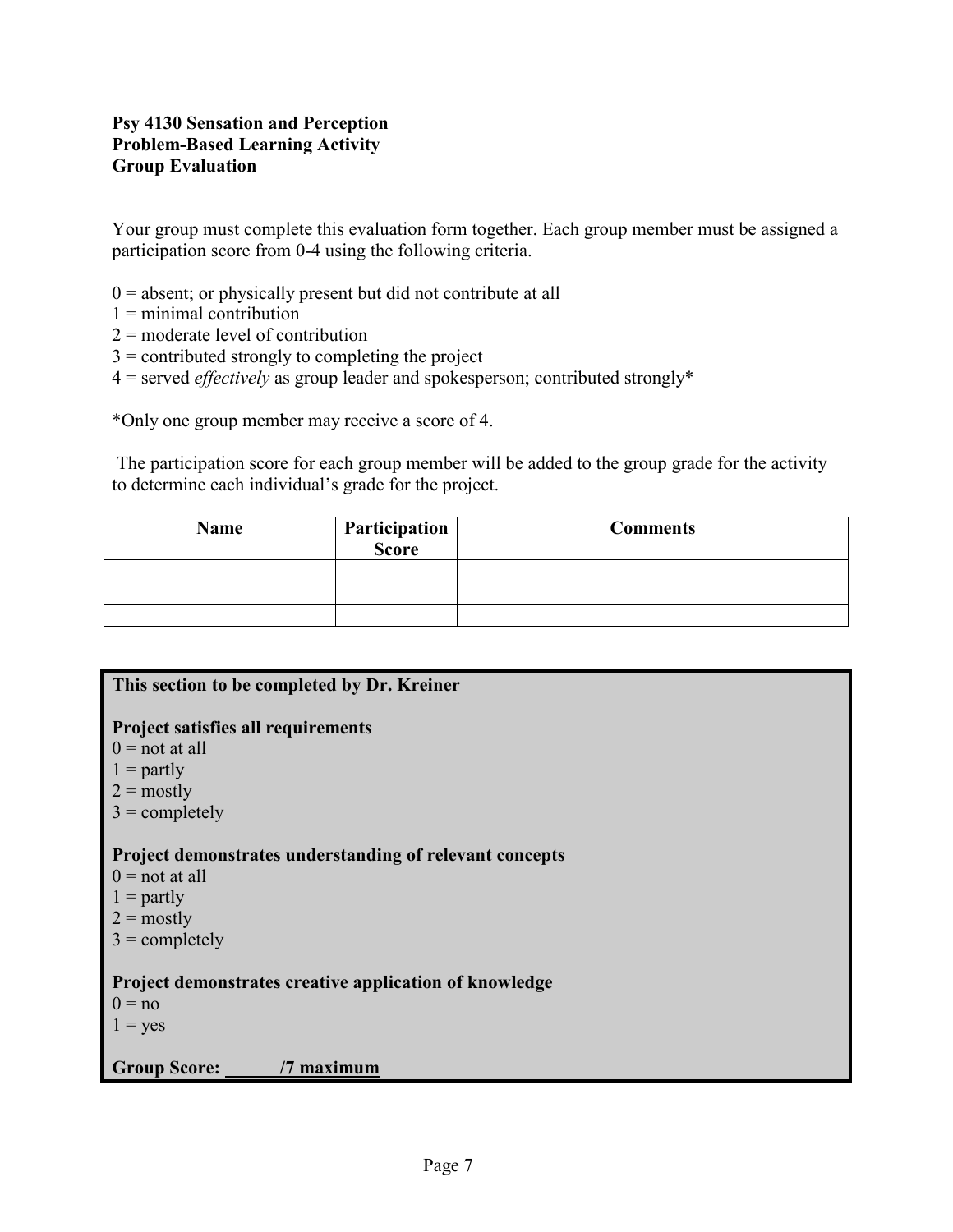**Psy 4130 Sensation and Perception**
**Problem-Based Learning Activity**
**Group Evaluation**

Your group must complete this evaluation form together. Each group member must be assigned a participation score from 0-4 using the following criteria.

0 = absent; or physically present but did not contribute at all
1 = minimal contribution
2 = moderate level of contribution
3 = contributed strongly to completing the project
4 = served *effectively* as group leader and spokesperson; contributed strongly*

*Only one group member may receive a score of 4.

The participation score for each group member will be added to the group grade for the activity to determine each individual's grade for the project.

| Name | Participation Score | Comments |
|---|---|---|
| | | |
| | | |
| | | |

**This section to be completed by Dr. Kreiner**

**Project satisfies all requirements**
0 = not at all
1 = partly
2 = mostly
3 = completely

**Project demonstrates understanding of relevant concepts**
0 = not at all
1 = partly
2 = mostly
3 = completely

**Project demonstrates creative application of knowledge**
0 = no
1 = yes

**Group Score: ______/7 maximum**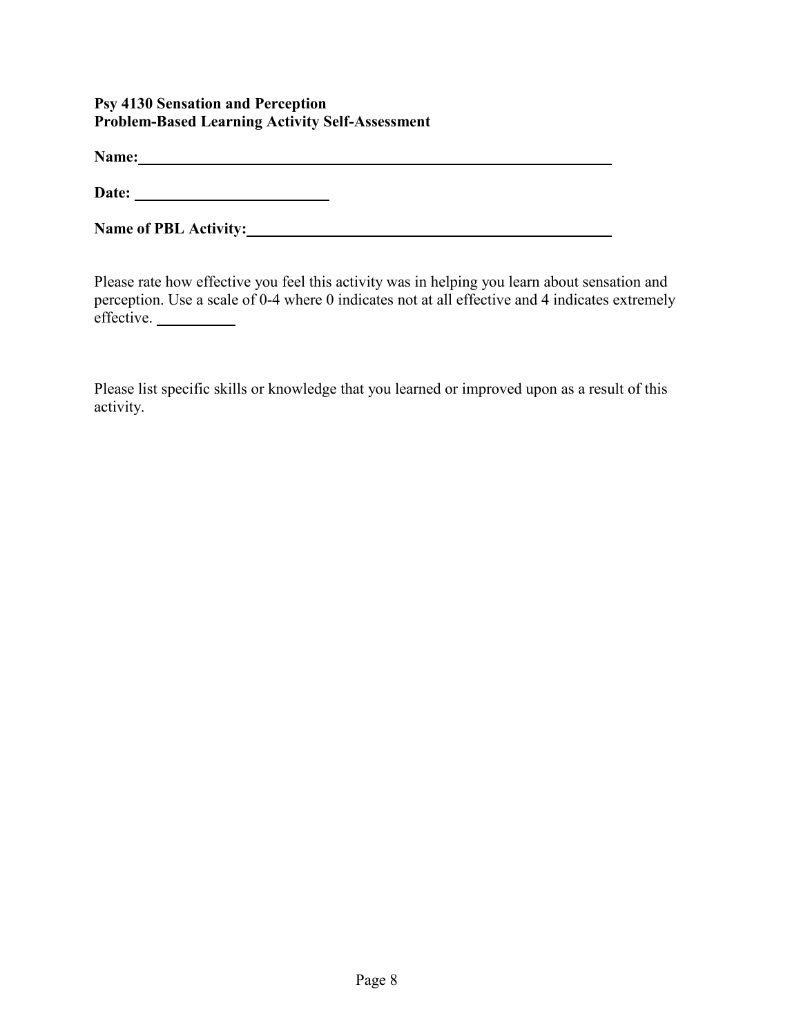**Psy 4130 Sensation and Perception**
**Problem-Based Learning Activity Self-Assessment**

**Name:** ______________________________________________

**Date:** ____________________

**Name of PBL Activity:** ____________________________________

Please rate how effective you feel this activity was in helping you learn about sensation and perception. Use a scale of 0-4 where 0 indicates not at all effective and 4 indicates extremely effective. ________

Please list specific skills or knowledge that you learned or improved upon as a result of this activity.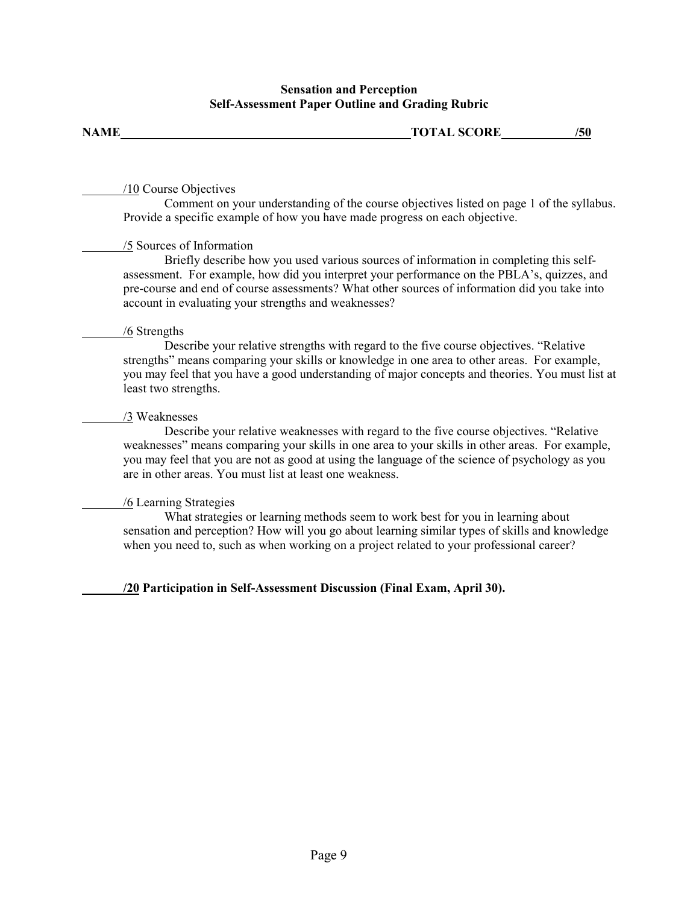**Sensation and Perception**
**Self-Assessment Paper Outline and Grading Rubric**

**NAME**\_\_\_\_\_\_\_\_\_\_\_\_\_\_\_\_\_\_\_\_\_\_\_\_\_\_\_\_\_\_\_\_\_\_\_\_\_\_\_\_\_\_\_\_ **TOTAL SCORE**\_\_\_\_\_\_\_\_\_\_ **/50**

\_\_\_\_\_\_/10 Course Objectives

Comment on your understanding of the course objectives listed on page 1 of the syllabus. Provide a specific example of how you have made progress on each objective.

\_\_\_\_\_\_/5 Sources of Information

Briefly describe how you used various sources of information in completing this self-assessment. For example, how did you interpret your performance on the PBLA's, quizzes, and pre-course and end of course assessments? What other sources of information did you take into account in evaluating your strengths and weaknesses?

\_\_\_\_\_\_/6 Strengths

Describe your relative strengths with regard to the five course objectives. "Relative strengths" means comparing your skills or knowledge in one area to other areas. For example, you may feel that you have a good understanding of major concepts and theories. You must list at least two strengths.

\_\_\_\_\_\_/3 Weaknesses

Describe your relative weaknesses with regard to the five course objectives. "Relative weaknesses" means comparing your skills in one area to your skills in other areas. For example, you may feel that you are not as good at using the language of the science of psychology as you are in other areas. You must list at least one weakness.

\_\_\_\_\_\_/6 Learning Strategies

What strategies or learning methods seem to work best for you in learning about sensation and perception? How will you go about learning similar types of skills and knowledge when you need to, such as when working on a project related to your professional career?

\_\_\_\_\_\_**/20 Participation in Self-Assessment Discussion (Final Exam, April 30).**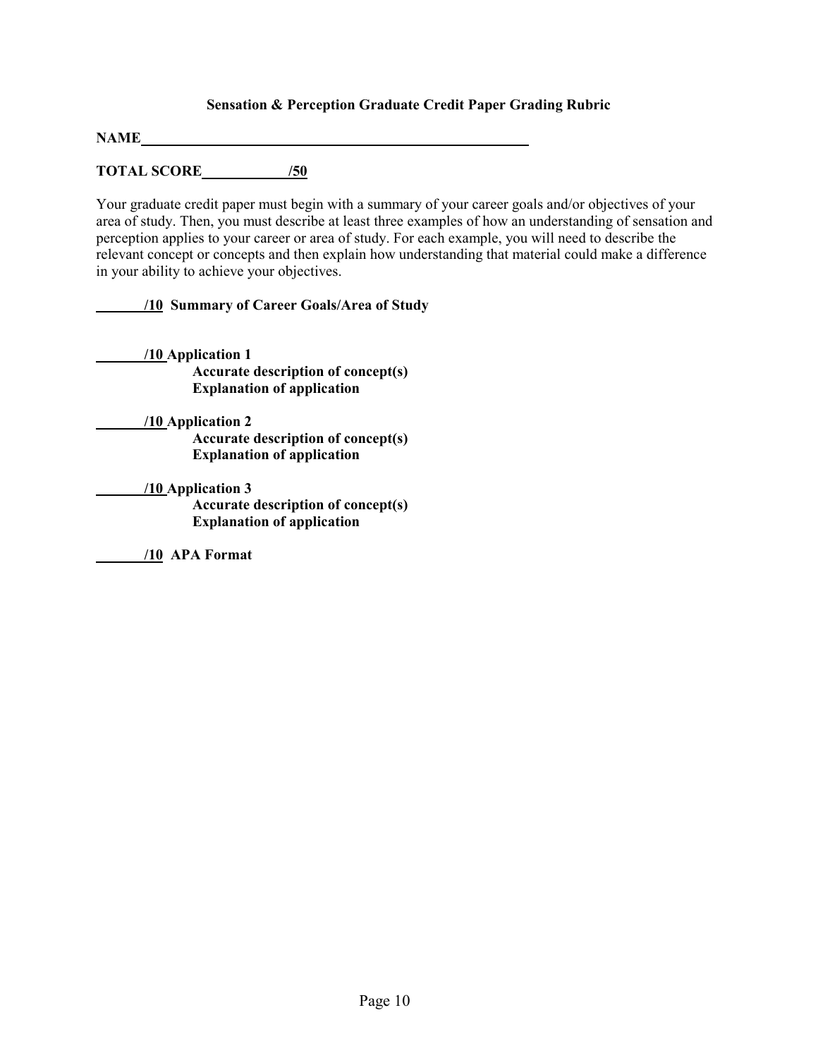**Sensation & Perception Graduate Credit Paper Grading Rubric**

**NAME**\_\_\_\_\_\_\_\_\_\_\_\_\_\_\_\_\_\_\_\_\_\_\_\_\_\_\_\_\_\_\_\_\_\_\_\_\_\_\_\_\_\_\_\_\_\_\_\_\_\_\_\_

**TOTAL SCORE**\_\_\_\_\_\_\_\_\_\_**/50**

Your graduate credit paper must begin with a summary of your career goals and/or objectives of your area of study. Then, you must describe at least three examples of how an understanding of sensation and perception applies to your career or area of study. For each example, you will need to describe the relevant concept or concepts and then explain how understanding that material could make a difference in your ability to achieve your objectives.

\_\_\_\_\_\_**/10 Summary of Career Goals/Area of Study**

\_\_\_\_\_\_**/10 Application 1**
- **Accurate description of concept(s)**
- **Explanation of application**

\_\_\_\_\_\_**/10 Application 2**
- **Accurate description of concept(s)**
- **Explanation of application**

\_\_\_\_\_\_**/10 Application 3**
- **Accurate description of concept(s)**
- **Explanation of application**

\_\_\_\_\_\_**/10 APA Format**